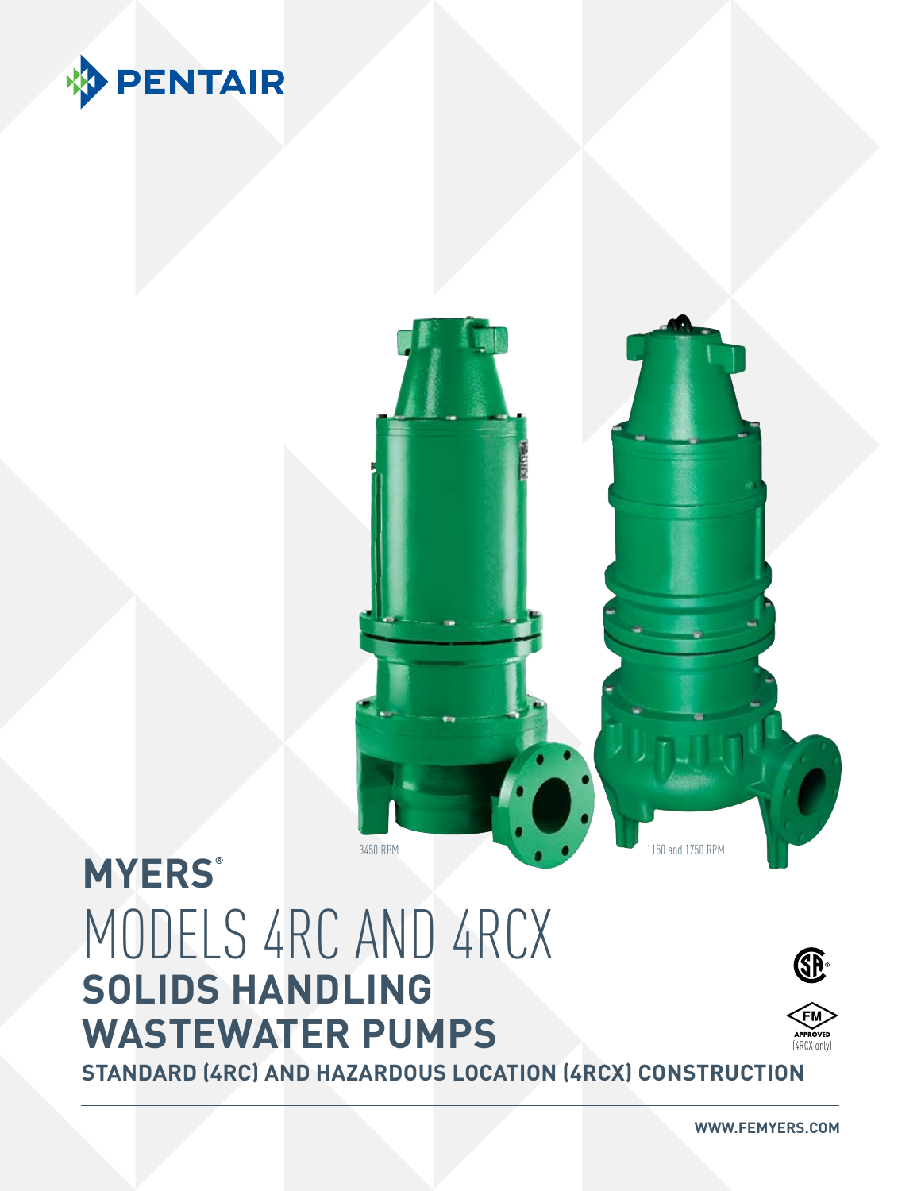PENTAIR

3450 RPM

1150 and 1750 RPM

# MYERS®

# MODELS 4RC AND 4RCX

## SOLIDS HANDLING WASTEWATER PUMPS

### STANDARD (4RC) AND HAZARDOUS LOCATION (4RCX) CONSTRUCTION

FM APPROVED (4RCX only)

WWW.FEMYERS.COM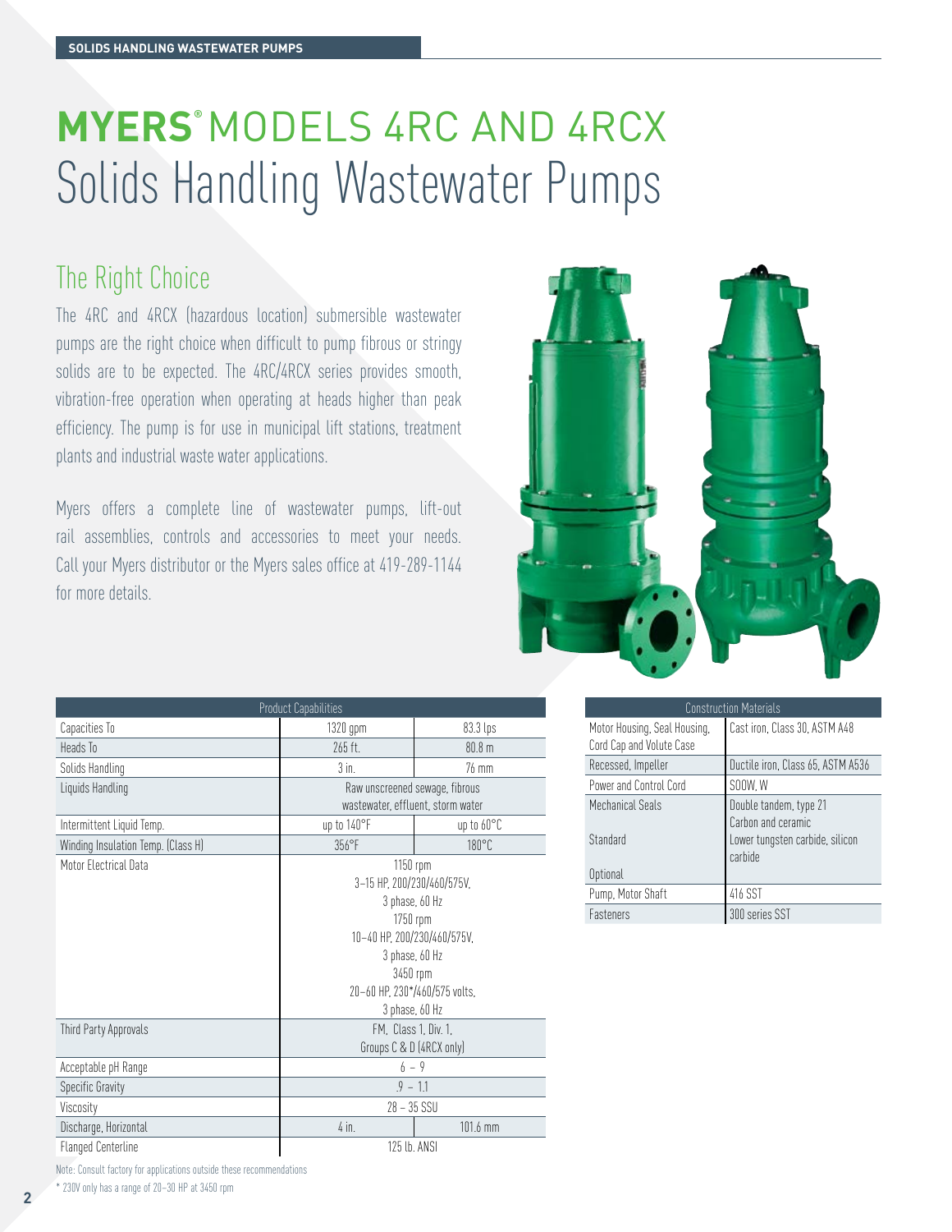SOLIDS HANDLING WASTEWATER PUMPS

# MYERS® MODELS 4RC AND 4RCX Solids Handling Wastewater Pumps

## The Right Choice

The 4RC and 4RCX (hazardous location) submersible wastewater pumps are the right choice when difficult to pump fibrous or stringy solids are to be expected. The 4RC/4RCX series provides smooth, vibration-free operation when operating at heads higher than peak efficiency. The pump is for use in municipal lift stations, treatment plants and industrial waste water applications.

Myers offers a complete line of wastewater pumps, lift-out rail assemblies, controls and accessories to meet your needs. Call your Myers distributor or the Myers sales office at 419-289-1144 for more details.

| Product Capabilities | | |
|---|---|---|
| Capacities To | 1320 gpm | 83.3 lps |
| Heads To | 265 ft. | 80.8 m |
| Solids Handling | 3 in. | 76 mm |
| Liquids Handling | Raw unscreened sewage, fibrous wastewater, effluent, storm water | |
| Intermittent Liquid Temp. | up to 140°F | up to 60°C |
| Winding Insulation Temp. (Class H) | 356°F | 180°C |
| Motor Electrical Data | 1150 rpm<br>3–15 HP, 200/230/460/575V,<br>3 phase, 60 Hz<br>1750 rpm<br>10–40 HP, 200/230/460/575V,<br>3 phase, 60 Hz<br>3450 rpm<br>20–60 HP, 230*/460/575 volts,<br>3 phase, 60 Hz | |
| Third Party Approvals | FM, Class 1, Div. 1, Groups C & D (4RCX only) | |
| Acceptable pH Range | 6 – 9 | |
| Specific Gravity | .9 – 1.1 | |
| Viscosity | 28 – 35 SSU | |
| Discharge, Horizontal | 4 in. | 101.6 mm |
| Flanged Centerline | 125 lb. ANSI | |

Note: Consult factory for applications outside these recommendations

* 230V only has a range of 20–30 HP at 3450 rpm

| Construction Materials | |
|---|---|
| Motor Housing, Seal Housing, Cord Cap and Volute Case | Cast iron, Class 30, ASTM A48 |
| Recessed, Impeller | Ductile iron, Class 65, ASTM A536 |
| Power and Control Cord | SOOW, W |
| Mechanical Seals | Double tandem, type 21 |
| Standard | Carbon and ceramic |
| Optional | Lower tungsten carbide, silicon carbide |
| Pump, Motor Shaft | 416 SST |
| Fasteners | 300 series SST |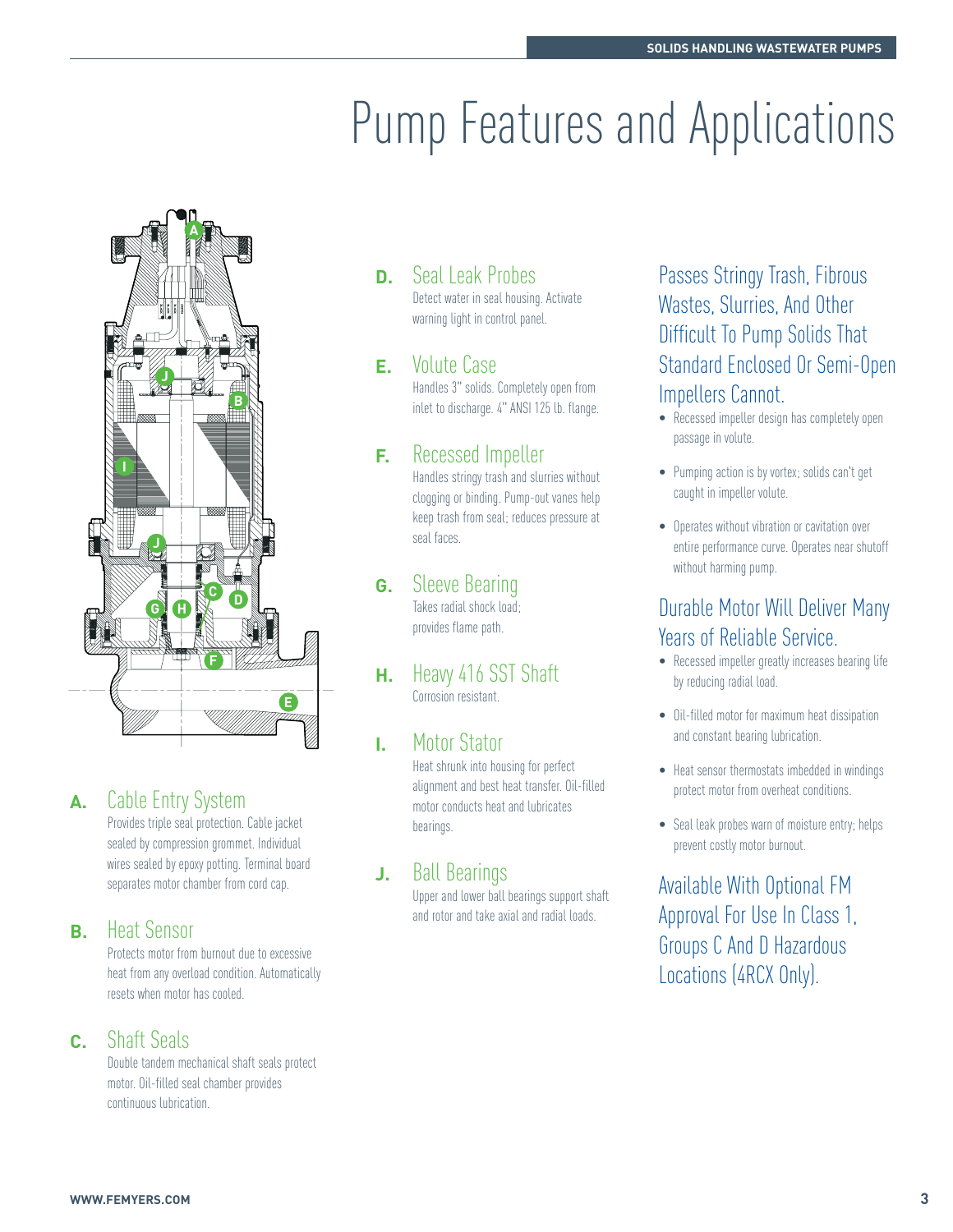# Pump Features and Applications

**A.** Cable Entry System
Provides triple seal protection. Cable jacket sealed by compression grommet. Individual wires sealed by epoxy potting. Terminal board separates motor chamber from cord cap.

**B.** Heat Sensor
Protects motor from burnout due to excessive heat from any overload condition. Automatically resets when motor has cooled.

**C.** Shaft Seals
Double tandem mechanical shaft seals protect motor. Oil-filled seal chamber provides continuous lubrication.

**D.** Seal Leak Probes
Detect water in seal housing. Activate warning light in control panel.

**E.** Volute Case
Handles 3" solids. Completely open from inlet to discharge. 4" ANSI 125 lb. flange.

**F.** Recessed Impeller
Handles stringy trash and slurries without clogging or binding. Pump-out vanes help keep trash from seal; reduces pressure at seal faces.

**G.** Sleeve Bearing
Takes radial shock load; provides flame path.

**H.** Heavy 416 SST Shaft
Corrosion resistant.

**I.** Motor Stator
Heat shrunk into housing for perfect alignment and best heat transfer. Oil-filled motor conducts heat and lubricates bearings.

**J.** Ball Bearings
Upper and lower ball bearings support shaft and rotor and take axial and radial loads.

## Passes Stringy Trash, Fibrous Wastes, Slurries, And Other Difficult To Pump Solids That Standard Enclosed Or Semi-Open Impellers Cannot.

- Recessed impeller design has completely open passage in volute.
- Pumping action is by vortex; solids can't get caught in impeller volute.
- Operates without vibration or cavitation over entire performance curve. Operates near shutoff without harming pump.

## Durable Motor Will Deliver Many Years of Reliable Service.

- Recessed impeller greatly increases bearing life by reducing radial load.
- Oil-filled motor for maximum heat dissipation and constant bearing lubrication.
- Heat sensor thermostats imbedded in windings protect motor from overheat conditions.
- Seal leak probes warn of moisture entry; helps prevent costly motor burnout.

## Available With Optional FM Approval For Use In Class 1, Groups C And D Hazardous Locations (4RCX Only).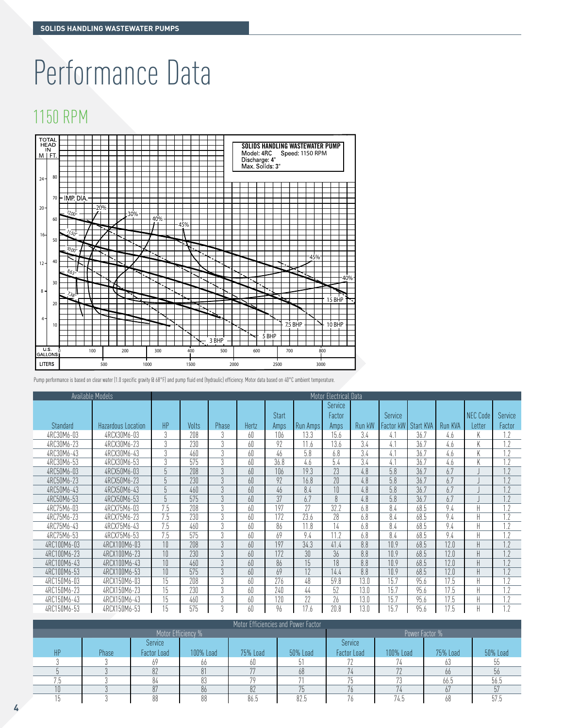# Performance Data

## 1150 RPM

**SOLIDS HANDLING WASTEWATER PUMP**
Model: 4RC Speed: 1150 RPM
Discharge: 4"
Max. Solids: 3"

Pump performance is based on clear water (1.0 specific gravity @ 68°F) and pump fluid end (hydraulic) efficiency. Motor data based on 40°C ambient temperature.

| Available Models | | Motor Electrical Data | | | | | | | | | | | | |
|---|---|---|---|---|---|---|---|---|---|---|---|---|---|---|
| Standard | Hazardous Location | HP | Volts | Phase | Hertz | Start Amps | Run Amps | Service Factor Amps | Run kW | Service Factor kW | Start KVA | Run KVA | NEC Code Letter | Service Factor |
| 4RC30M6-03 | 4RCX30M6-03 | 3 | 208 | 3 | 60 | 106 | 13.3 | 15.6 | 3.4 | 4.1 | 36.7 | 4.6 | K | 1.2 |
| 4RC30M6-23 | 4RCX30M6-23 | 3 | 230 | 3 | 60 | 92 | 11.6 | 13.6 | 3.4 | 4.1 | 36.7 | 4.6 | K | 1.2 |
| 4RC30M6-43 | 4RCX30M6-43 | 3 | 460 | 3 | 60 | 46 | 5.8 | 6.8 | 3.4 | 4.1 | 36.7 | 4.6 | K | 1.2 |
| 4RC30M6-53 | 4RCX30M6-53 | 3 | 575 | 3 | 60 | 36.8 | 4.6 | 5.4 | 3.4 | 4.1 | 36.7 | 4.6 | K | 1.2 |
| 4RC50M6-03 | 4RCX50M6-03 | 5 | 208 | 3 | 60 | 106 | 19.3 | 23 | 4.8 | 5.8 | 36.7 | 6.7 | J | 1.2 |
| 4RC50M6-23 | 4RCX50M6-23 | 5 | 230 | 3 | 60 | 92 | 16.8 | 20 | 4.8 | 5.8 | 36.7 | 6.7 | J | 1.2 |
| 4RC50M6-43 | 4RCX50M6-43 | 5 | 460 | 3 | 60 | 46 | 8.4 | 10 | 4.8 | 5.8 | 36.7 | 6.7 | J | 1.2 |
| 4RC50M6-53 | 4RCX50M6-53 | 5 | 575 | 3 | 60 | 37 | 6.7 | 8 | 4.8 | 5.8 | 36.7 | 6.7 | J | 1.2 |
| 4RC75M6-03 | 4RCX75M6-03 | 7.5 | 208 | 3 | 60 | 197 | 27 | 32.2 | 6.8 | 8.4 | 68.5 | 9.4 | H | 1.2 |
| 4RC75M6-23 | 4RCX75M6-23 | 7.5 | 230 | 3 | 60 | 172 | 23.6 | 28 | 6.8 | 8.4 | 68.5 | 9.4 | H | 1.2 |
| 4RC75M6-43 | 4RCX75M6-43 | 7.5 | 460 | 3 | 60 | 86 | 11.8 | 14 | 6.8 | 8.4 | 68.5 | 9.4 | H | 1.2 |
| 4RC75M6-53 | 4RCX75M6-53 | 7.5 | 575 | 3 | 60 | 69 | 9.4 | 11.2 | 6.8 | 8.4 | 68.5 | 9.4 | H | 1.2 |
| 4RC100M6-03 | 4RCX100M6-03 | 10 | 208 | 3 | 60 | 197 | 34.3 | 41.4 | 8.8 | 10.9 | 68.5 | 12.0 | H | 1.2 |
| 4RC100M6-23 | 4RCX100M6-23 | 10 | 230 | 3 | 60 | 172 | 30 | 36 | 8.8 | 10.9 | 68.5 | 12.0 | H | 1.2 |
| 4RC100M6-43 | 4RCX100M6-43 | 10 | 460 | 3 | 60 | 86 | 15 | 18 | 8.8 | 10.9 | 68.5 | 12.0 | H | 1.2 |
| 4RC100M6-53 | 4RCX100M6-53 | 10 | 575 | 3 | 60 | 69 | 12 | 14.4 | 8.8 | 10.9 | 68.5 | 12.0 | H | 1.2 |
| 4RC150M6-03 | 4RCX150M6-03 | 15 | 208 | 3 | 60 | 276 | 48 | 59.8 | 13.0 | 15.7 | 95.6 | 17.5 | H | 1.2 |
| 4RC150M6-23 | 4RCX150M6-23 | 15 | 230 | 3 | 60 | 240 | 44 | 52 | 13.0 | 15.7 | 95.6 | 17.5 | H | 1.2 |
| 4RC150M6-43 | 4RCX150M6-43 | 15 | 460 | 3 | 60 | 120 | 22 | 26 | 13.0 | 15.7 | 95.6 | 17.5 | H | 1.2 |
| 4RC150M6-53 | 4RCX150M6-53 | 15 | 575 | 3 | 60 | 96 | 17.6 | 20.8 | 13.0 | 15.7 | 95.6 | 17.5 | H | 1.2 |

| Motor Efficiencies and Power Factor | | | | | | | | | |
|---|---|---|---|---|---|---|---|---|---|
| | | Motor Efficiency % | | | | Power Factor % | | | |
| HP | Phase | Service Factor Load | 100% Load | 75% Load | 50% Load | Service Factor Load | 100% Load | 75% Load | 50% Load |
| 3 | 3 | 69 | 66 | 60 | 51 | 72 | 74 | 63 | 55 |
| 5 | 3 | 82 | 81 | 77 | 68 | 74 | 72 | 66 | 56 |
| 7.5 | 3 | 84 | 83 | 79 | 71 | 75 | 73 | 66.5 | 56.5 |
| 10 | 3 | 87 | 86 | 82 | 75 | 76 | 74 | 67 | 57 |
| 15 | 3 | 88 | 88 | 86.5 | 82.5 | 76 | 74.5 | 68 | 57.5 |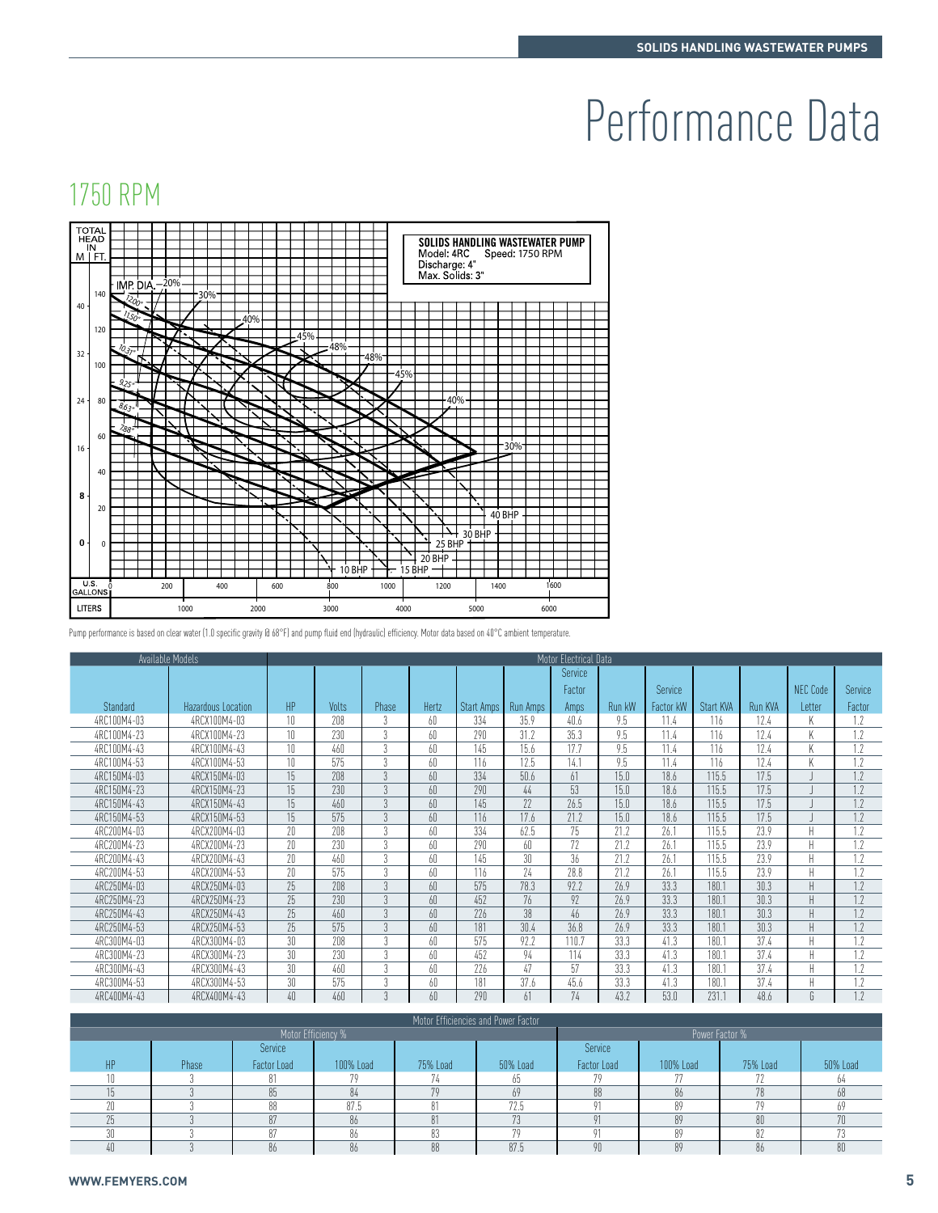# Performance Data

## 1750 RPM

SOLIDS HANDLING WASTEWATER PUMP
Model: 4RC Speed: 1750 RPM
Discharge: 4"
Max. Solids: 3"

Pump performance is based on clear water (1.0 specific gravity @ 68°F) and pump fluid end (hydraulic) efficiency. Motor data based on 40°C ambient temperature.

| Available Models | | Motor Electrical Data | | | | | | | | | | | | |
|---|---|---|---|---|---|---|---|---|---|---|---|---|---|---|
| Standard | Hazardous Location | HP | Volts | Phase | Hertz | Start Amps | Run Amps | Service Factor Amps | Run kW | Service Factor kW | Start KVA | Run KVA | NEC Code Letter | Service Factor |
| 4RC100M4-03 | 4RCX100M4-03 | 10 | 208 | 3 | 60 | 334 | 35.9 | 40.6 | 9.5 | 11.4 | 116 | 12.4 | K | 1.2 |
| 4RC100M4-23 | 4RCX100M4-23 | 10 | 230 | 3 | 60 | 290 | 31.2 | 35.3 | 9.5 | 11.4 | 116 | 12.4 | K | 1.2 |
| 4RC100M4-43 | 4RCX100M4-43 | 10 | 460 | 3 | 60 | 145 | 15.6 | 17.7 | 9.5 | 11.4 | 116 | 12.4 | K | 1.2 |
| 4RC100M4-53 | 4RCX100M4-53 | 10 | 575 | 3 | 60 | 116 | 12.5 | 14.1 | 9.5 | 11.4 | 116 | 12.4 | K | 1.2 |
| 4RC150M4-03 | 4RCX150M4-03 | 15 | 208 | 3 | 60 | 334 | 50.6 | 61 | 15.0 | 18.6 | 115.5 | 17.5 | J | 1.2 |
| 4RC150M4-23 | 4RCX150M4-23 | 15 | 230 | 3 | 60 | 290 | 44 | 53 | 15.0 | 18.6 | 115.5 | 17.5 | J | 1.2 |
| 4RC150M4-43 | 4RCX150M4-43 | 15 | 460 | 3 | 60 | 145 | 22 | 26.5 | 15.0 | 18.6 | 115.5 | 17.5 | J | 1.2 |
| 4RC150M4-53 | 4RCX150M4-53 | 15 | 575 | 3 | 60 | 116 | 17.6 | 21.2 | 15.0 | 18.6 | 115.5 | 17.5 | J | 1.2 |
| 4RC200M4-03 | 4RCX200M4-03 | 20 | 208 | 3 | 60 | 334 | 62.5 | 75 | 21.2 | 26.1 | 115.5 | 23.9 | H | 1.2 |
| 4RC200M4-23 | 4RCX200M4-23 | 20 | 230 | 3 | 60 | 290 | 60 | 72 | 21.2 | 26.1 | 115.5 | 23.9 | H | 1.2 |
| 4RC200M4-43 | 4RCX200M4-43 | 20 | 460 | 3 | 60 | 145 | 30 | 36 | 21.2 | 26.1 | 115.5 | 23.9 | H | 1.2 |
| 4RC200M4-53 | 4RCX200M4-53 | 20 | 575 | 3 | 60 | 116 | 24 | 28.8 | 21.2 | 26.1 | 115.5 | 23.9 | H | 1.2 |
| 4RC250M4-03 | 4RCX250M4-03 | 25 | 208 | 3 | 60 | 575 | 78.3 | 92.2 | 26.9 | 33.3 | 180.1 | 30.3 | H | 1.2 |
| 4RC250M4-23 | 4RCX250M4-23 | 25 | 230 | 3 | 60 | 452 | 76 | 92 | 26.9 | 33.3 | 180.1 | 30.3 | H | 1.2 |
| 4RC250M4-43 | 4RCX250M4-43 | 25 | 460 | 3 | 60 | 226 | 38 | 46 | 26.9 | 33.3 | 180.1 | 30.3 | H | 1.2 |
| 4RC250M4-53 | 4RCX250M4-53 | 25 | 575 | 3 | 60 | 181 | 30.4 | 36.8 | 26.9 | 33.3 | 180.1 | 30.3 | H | 1.2 |
| 4RC300M4-03 | 4RCX300M4-03 | 30 | 208 | 3 | 60 | 575 | 92.2 | 110.7 | 33.3 | 41.3 | 180.1 | 37.4 | H | 1.2 |
| 4RC300M4-23 | 4RCX300M4-23 | 30 | 230 | 3 | 60 | 452 | 94 | 114 | 33.3 | 41.3 | 180.1 | 37.4 | H | 1.2 |
| 4RC300M4-43 | 4RCX300M4-43 | 30 | 460 | 3 | 60 | 226 | 47 | 57 | 33.3 | 41.3 | 180.1 | 37.4 | H | 1.2 |
| 4RC300M4-53 | 4RCX300M4-53 | 30 | 575 | 3 | 60 | 181 | 37.6 | 45.6 | 33.3 | 41.3 | 180.1 | 37.4 | H | 1.2 |
| 4RC400M4-43 | 4RCX400M4-43 | 40 | 460 | 3 | 60 | 290 | 61 | 74 | 43.2 | 53.0 | 231.1 | 48.6 | G | 1.2 |

| Motor Efficiencies and Power Factor | | | | | | | | | |
|---|---|---|---|---|---|---|---|---|---|
| | | Motor Efficiency % | | | | Power Factor % | | | |
| HP | Phase | Service Factor Load | 100% Load | 75% Load | 50% Load | Service Factor Load | 100% Load | 75% Load | 50% Load |
| 10 | 3 | 81 | 79 | 74 | 65 | 79 | 77 | 72 | 64 |
| 15 | 3 | 85 | 84 | 79 | 69 | 88 | 86 | 78 | 68 |
| 20 | 3 | 88 | 87.5 | 81 | 72.5 | 91 | 89 | 79 | 69 |
| 25 | 3 | 87 | 86 | 81 | 73 | 91 | 89 | 80 | 70 |
| 30 | 3 | 87 | 86 | 83 | 79 | 91 | 89 | 82 | 73 |
| 40 | 3 | 86 | 86 | 88 | 87.5 | 90 | 89 | 86 | 80 |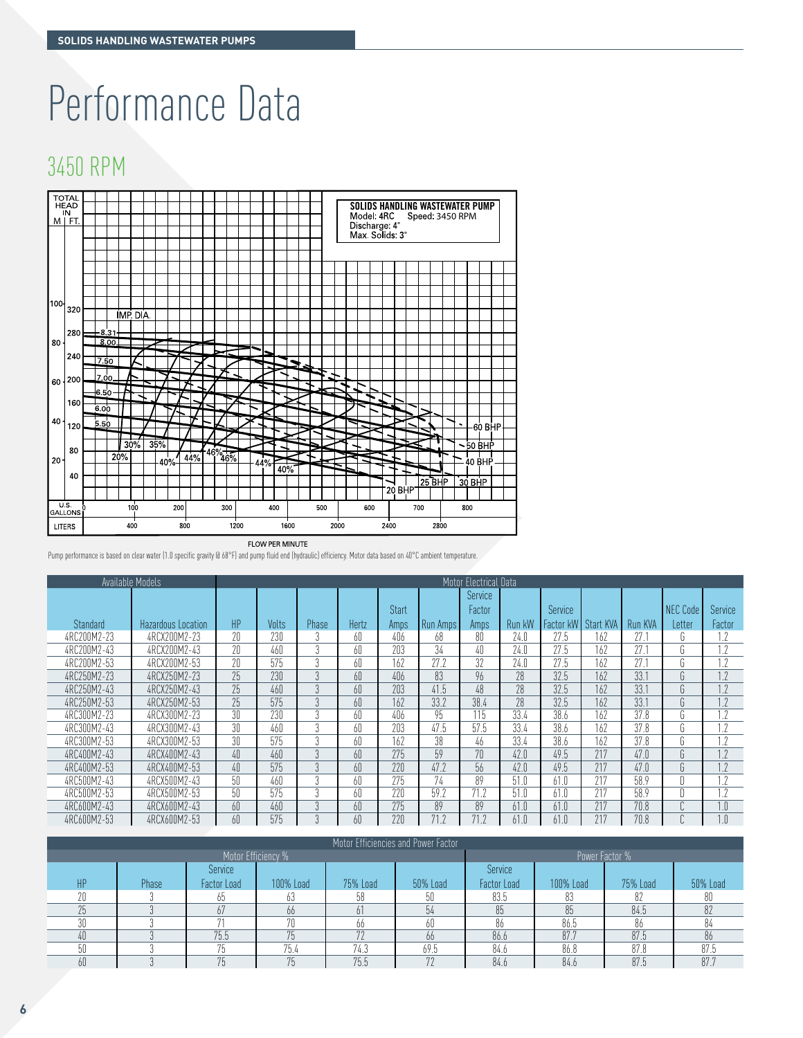# Performance Data

## 3450 RPM

SOLIDS HANDLING WASTEWATER PUMP
Model: 4RC Speed: 3450 RPM
Discharge: 4"
Max. Solids: 3"

FLOW PER MINUTE

Pump performance is based on clear water (1.0 specific gravity @ 68°F) and pump fluid end (hydraulic) efficiency. Motor data based on 40°C ambient temperature.

| Available Models | | Motor Electrical Data | | | | | | | | | | | | |
|---|---|---|---|---|---|---|---|---|---|---|---|---|---|---|
| Standard | Hazardous Location | HP | Volts | Phase | Hertz | Start Amps | Run Amps | Service Factor Amps | Run kW | Service Factor kW | Start KVA | Run KVA | NEC Code Letter | Service Factor |
| 4RC200M2-23 | 4RCX200M2-23 | 20 | 230 | 3 | 60 | 406 | 68 | 80 | 24.0 | 27.5 | 162 | 27.1 | G | 1.2 |
| 4RC200M2-43 | 4RCX200M2-43 | 20 | 460 | 3 | 60 | 203 | 34 | 40 | 24.0 | 27.5 | 162 | 27.1 | G | 1.2 |
| 4RC200M2-53 | 4RCX200M2-53 | 20 | 575 | 3 | 60 | 162 | 27.2 | 32 | 24.0 | 27.5 | 162 | 27.1 | G | 1.2 |
| 4RC250M2-23 | 4RCX250M2-23 | 25 | 230 | 3 | 60 | 406 | 83 | 96 | 28 | 32.5 | 162 | 33.1 | G | 1.2 |
| 4RC250M2-43 | 4RCX250M2-43 | 25 | 460 | 3 | 60 | 203 | 41.5 | 48 | 28 | 32.5 | 162 | 33.1 | G | 1.2 |
| 4RC250M2-53 | 4RCX250M2-53 | 25 | 575 | 3 | 60 | 162 | 33.2 | 38.4 | 28 | 32.5 | 162 | 33.1 | G | 1.2 |
| 4RC300M2-23 | 4RCX300M2-23 | 30 | 230 | 3 | 60 | 406 | 95 | 115 | 33.4 | 38.6 | 162 | 37.8 | G | 1.2 |
| 4RC300M2-43 | 4RCX300M2-43 | 30 | 460 | 3 | 60 | 203 | 47.5 | 57.5 | 33.4 | 38.6 | 162 | 37.8 | G | 1.2 |
| 4RC300M2-53 | 4RCX300M2-53 | 30 | 575 | 3 | 60 | 162 | 38 | 46 | 33.4 | 38.6 | 162 | 37.8 | G | 1.2 |
| 4RC400M2-43 | 4RCX400M2-43 | 40 | 460 | 3 | 60 | 275 | 59 | 70 | 42.0 | 49.5 | 217 | 47.0 | G | 1.2 |
| 4RC400M2-53 | 4RCX400M2-53 | 40 | 575 | 3 | 60 | 220 | 47.2 | 56 | 42.0 | 49.5 | 217 | 47.0 | G | 1.2 |
| 4RC500M2-43 | 4RCX500M2-43 | 50 | 460 | 3 | 60 | 275 | 74 | 89 | 51.0 | 61.0 | 217 | 58.9 | D | 1.2 |
| 4RC500M2-53 | 4RCX500M2-53 | 50 | 575 | 3 | 60 | 220 | 59.2 | 71.2 | 51.0 | 61.0 | 217 | 58.9 | D | 1.2 |
| 4RC600M2-43 | 4RCX600M2-43 | 60 | 460 | 3 | 60 | 275 | 89 | 89 | 61.0 | 61.0 | 217 | 70.8 | C | 1.0 |
| 4RC600M2-53 | 4RCX600M2-53 | 60 | 575 | 3 | 60 | 220 | 71.2 | 71.2 | 61.0 | 61.0 | 217 | 70.8 | C | 1.0 |

| Motor Efficiencies and Power Factor | | | | | | | | | |
|---|---|---|---|---|---|---|---|---|---|
| | | Motor Efficiency % | | | | Power Factor % | | | |
| HP | Phase | Service Factor Load | 100% Load | 75% Load | 50% Load | Service Factor Load | 100% Load | 75% Load | 50% Load |
| 20 | 3 | 65 | 63 | 58 | 50 | 83.5 | 83 | 82 | 80 |
| 25 | 3 | 67 | 66 | 61 | 54 | 85 | 85 | 84.5 | 82 |
| 30 | 3 | 71 | 70 | 66 | 60 | 86 | 86.5 | 86 | 84 |
| 40 | 3 | 75.5 | 75 | 72 | 66 | 86.6 | 87.7 | 87.5 | 86 |
| 50 | 3 | 75 | 75.4 | 74.3 | 69.5 | 84.6 | 86.8 | 87.8 | 87.5 |
| 60 | 3 | 75 | 75 | 75.5 | 72 | 84.6 | 84.6 | 87.5 | 87.7 |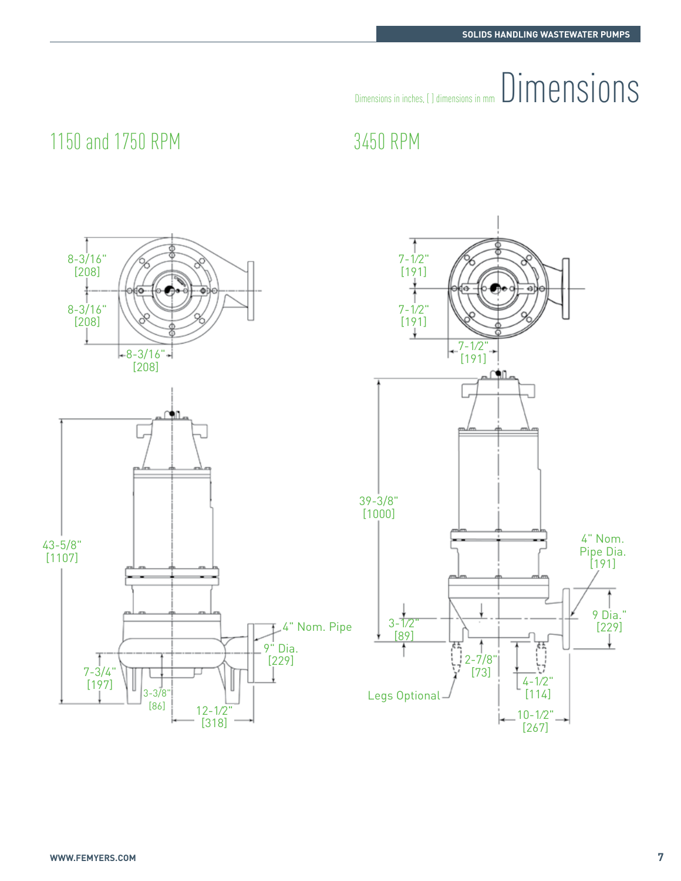# Dimensions

Dimensions in inches, [ ] dimensions in mm

## 1150 and 1750 RPM

8-3/16"
[208]

8-3/16"
[208]

8-3/16"
[208]

43-5/8"
[1107]

4" Nom. Pipe

9" Dia.
[229]

7-3/4"
[197]

3-3/8"
[86]

12-1/2"
[318]

## 3450 RPM

7-1/2"
[191]

7-1/2"
[191]

7-1/2"
[191]

39-3/8"
[1000]

4" Nom.
Pipe Dia.
[191]

9 Dia."
[229]

3-1/2"
[89]

2-7/8"
[73]

4-1/2"
[114]

Legs Optional

10-1/2"
[267]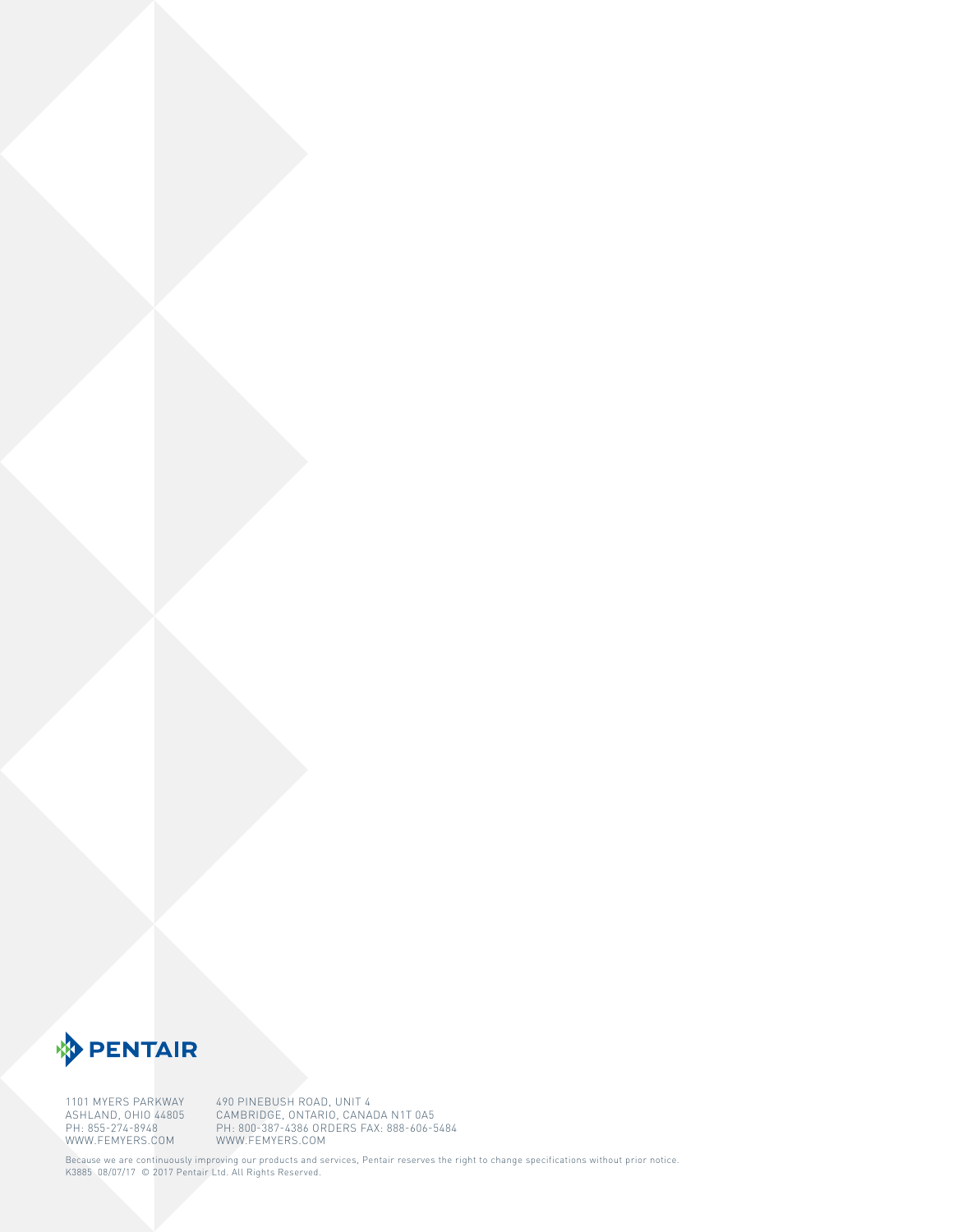PENTAIR

1101 MYERS PARKWAY
ASHLAND, OHIO 44805
PH: 855-274-8948
WWW.FEMYERS.COM

490 PINEBUSH ROAD, UNIT 4
CAMBRIDGE, ONTARIO, CANADA N1T 0A5
PH: 800-387-4386 ORDERS FAX: 888-606-5484
WWW.FEMYERS.COM

Because we are continuously improving our products and services, Pentair reserves the right to change specifications without prior notice.
K3885 08/07/17 © 2017 Pentair Ltd. All Rights Reserved.